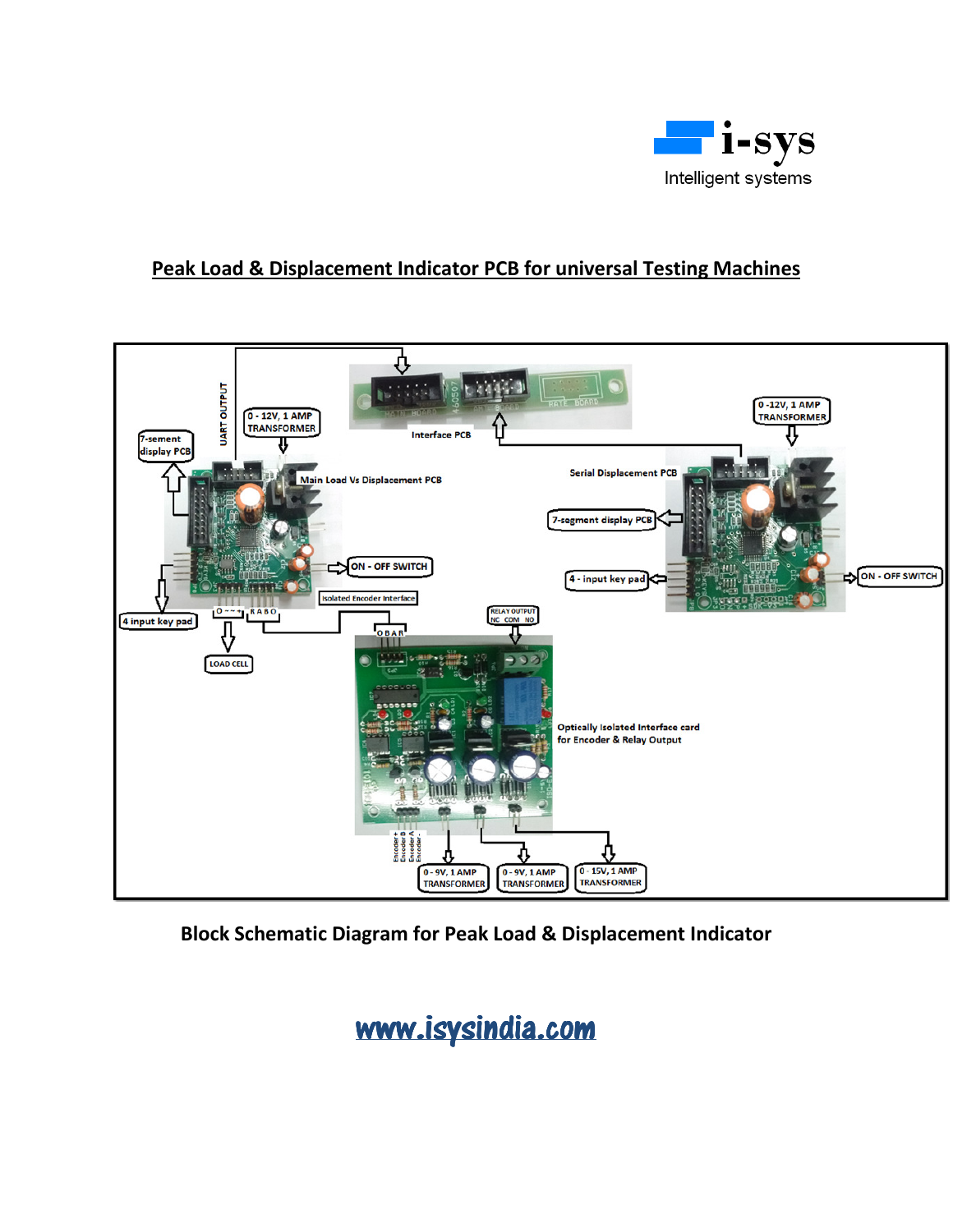**i-sys**

Intelligent systems

## Peak Load & Displacement Indicator PCB for universal Testing Machines

**Block Schematic Diagram for Peak Load & Displacement Indicator**

www.isysindia.com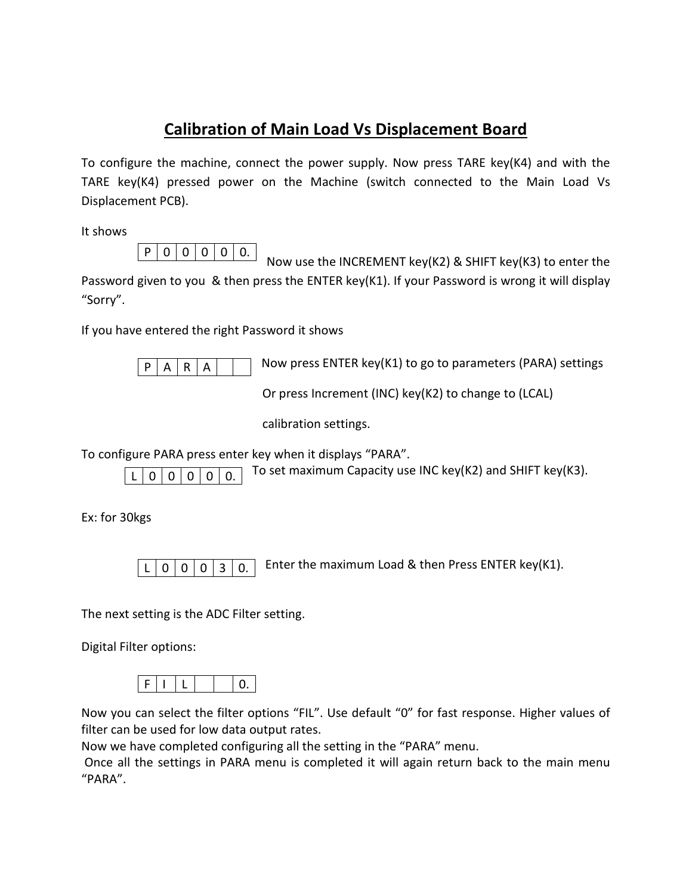# Calibration of Main Load Vs Displacement Board

To configure the machine, connect the power supply. Now press TARE key(K4) and with the TARE key(K4) pressed power on the Machine (switch connected to the Main Load Vs Displacement PCB).

It shows

| P | 0 | 0 | 0 | 0 | 0. |
|---|---|---|---|---|---|

Now use the INCREMENT key(K2) & SHIFT key(K3) to enter the Password given to you & then press the ENTER key(K1). If your Password is wrong it will display "Sorry".

If you have entered the right Password it shows

| P | A | R | A | | |
|---|---|---|---|---|---|

Now press ENTER key(K1) to go to parameters (PARA) settings

Or press Increment (INC) key(K2) to change to (LCAL)

calibration settings.

To configure PARA press enter key when it displays "PARA".

| L | 0 | 0 | 0 | 0 | 0. |
|---|---|---|---|---|---|

To set maximum Capacity use INC key(K2) and SHIFT key(K3).

Ex: for 30kgs

| L | 0 | 0 | 0 | 3 | 0. |
|---|---|---|---|---|---|

Enter the maximum Load & then Press ENTER key(K1).

The next setting is the ADC Filter setting.

Digital Filter options:

| F | I | L | | | 0. |
|---|---|---|---|---|---|

Now you can select the filter options "FIL". Use default "0" for fast response. Higher values of filter can be used for low data output rates.

Now we have completed configuring all the setting in the "PARA" menu.

Once all the settings in PARA menu is completed it will again return back to the main menu "PARA".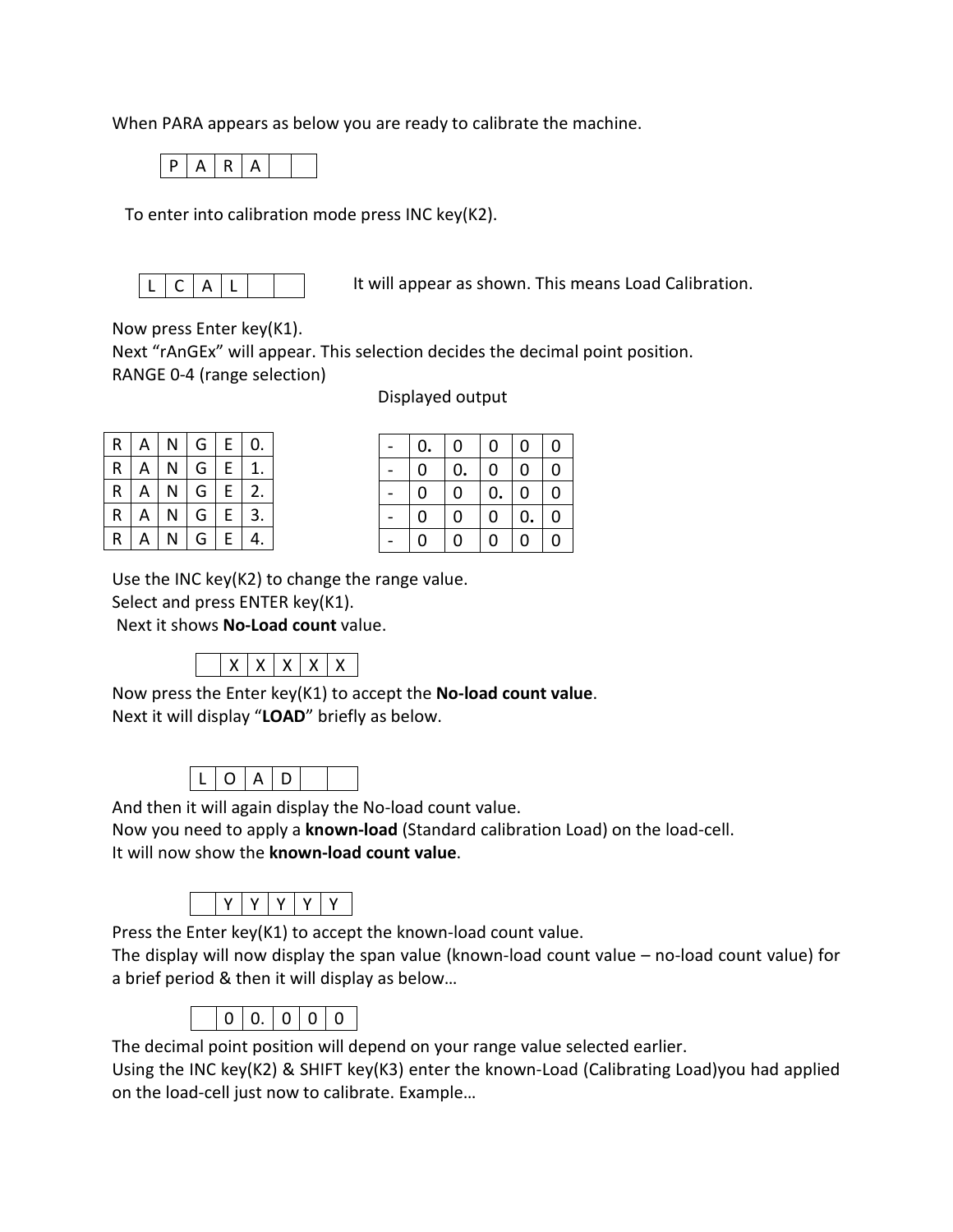When PARA appears as below you are ready to calibrate the machine.

| P | A | R | A | | |
|---|---|---|---|---|---|

To enter into calibration mode press INC key(K2).

| L | C | A | L | | |
|---|---|---|---|---|---|

It will appear as shown. This means Load Calibration.

Now press Enter key(K1).
Next "rAnGEx" will appear. This selection decides the decimal point position.
RANGE 0-4 (range selection)

Displayed output

| R | A | N | G | E | 0. |
|---|---|---|---|---|---|
| R | A | N | G | E | 1. |
| R | A | N | G | E | 2. |
| R | A | N | G | E | 3. |
| R | A | N | G | E | 4. |

| - | 0. | 0 | 0 | 0 | 0 |
|---|---|---|---|---|---|
| - | 0 | 0. | 0 | 0 | 0 |
| - | 0 | 0 | 0. | 0 | 0 |
| - | 0 | 0 | 0 | 0. | 0 |
| - | 0 | 0 | 0 | 0 | 0 |

Use the INC key(K2) to change the range value.
Select and press ENTER key(K1).
Next it shows **No-Load count** value.

| | X | X | X | X | X |
|---|---|---|---|---|---|

Now press the Enter key(K1) to accept the **No-load count value**.
Next it will display "**LOAD**" briefly as below.

| L | O | A | D | | |
|---|---|---|---|---|---|

And then it will again display the No-load count value.
Now you need to apply a **known-load** (Standard calibration Load) on the load-cell.
It will now show the **known-load count value**.

| | Y | Y | Y | Y | Y |
|---|---|---|---|---|---|

Press the Enter key(K1) to accept the known-load count value.
The display will now display the span value (known-load count value – no-load count value) for a brief period & then it will display as below…

| | 0 | 0. | 0 | 0 | 0 |
|---|---|---|---|---|---|

The decimal point position will depend on your range value selected earlier.
Using the INC key(K2) & SHIFT key(K3) enter the known-Load (Calibrating Load)you had applied on the load-cell just now to calibrate. Example…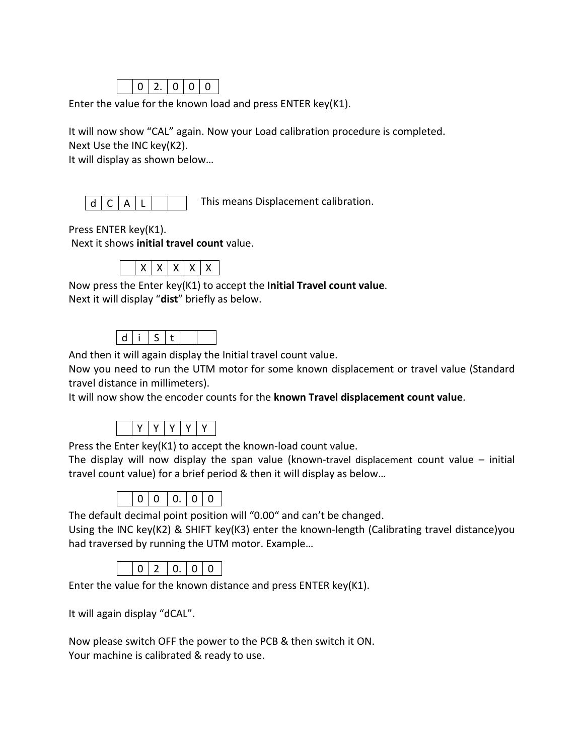|  | 0 | 2. | 0 | 0 | 0 |
|---|---|---|---|---|---|

Enter the value for the known load and press ENTER key(K1).

It will now show "CAL" again. Now your Load calibration procedure is completed.
Next Use the INC key(K2).
It will display as shown below…

| d | C | A | L |  |  |
|---|---|---|---|---|---|

This means Displacement calibration.

Press ENTER key(K1).
Next it shows **initial travel count** value.

|  | X | X | X | X | X |
|---|---|---|---|---|---|

Now press the Enter key(K1) to accept the **Initial Travel count value**.
Next it will display "**dist**" briefly as below.

| d | i | S | t |  |  |
|---|---|---|---|---|---|

And then it will again display the Initial travel count value.
Now you need to run the UTM motor for some known displacement or travel value (Standard travel distance in millimeters).
It will now show the encoder counts for the **known Travel displacement count value**.

|  | Y | Y | Y | Y | Y |
|---|---|---|---|---|---|

Press the Enter key(K1) to accept the known-load count value.
The display will now display the span value (known-travel displacement count value – initial travel count value) for a brief period & then it will display as below…

|  | 0 | 0 | 0. | 0 | 0 |
|---|---|---|---|---|---|

The default decimal point position will "0.00" and can't be changed.
Using the INC key(K2) & SHIFT key(K3) enter the known-length (Calibrating travel distance)you had traversed by running the UTM motor. Example…

|  | 0 | 2 | 0. | 0 | 0 |
|---|---|---|---|---|---|

Enter the value for the known distance and press ENTER key(K1).

It will again display "dCAL".

Now please switch OFF the power to the PCB & then switch it ON.
Your machine is calibrated & ready to use.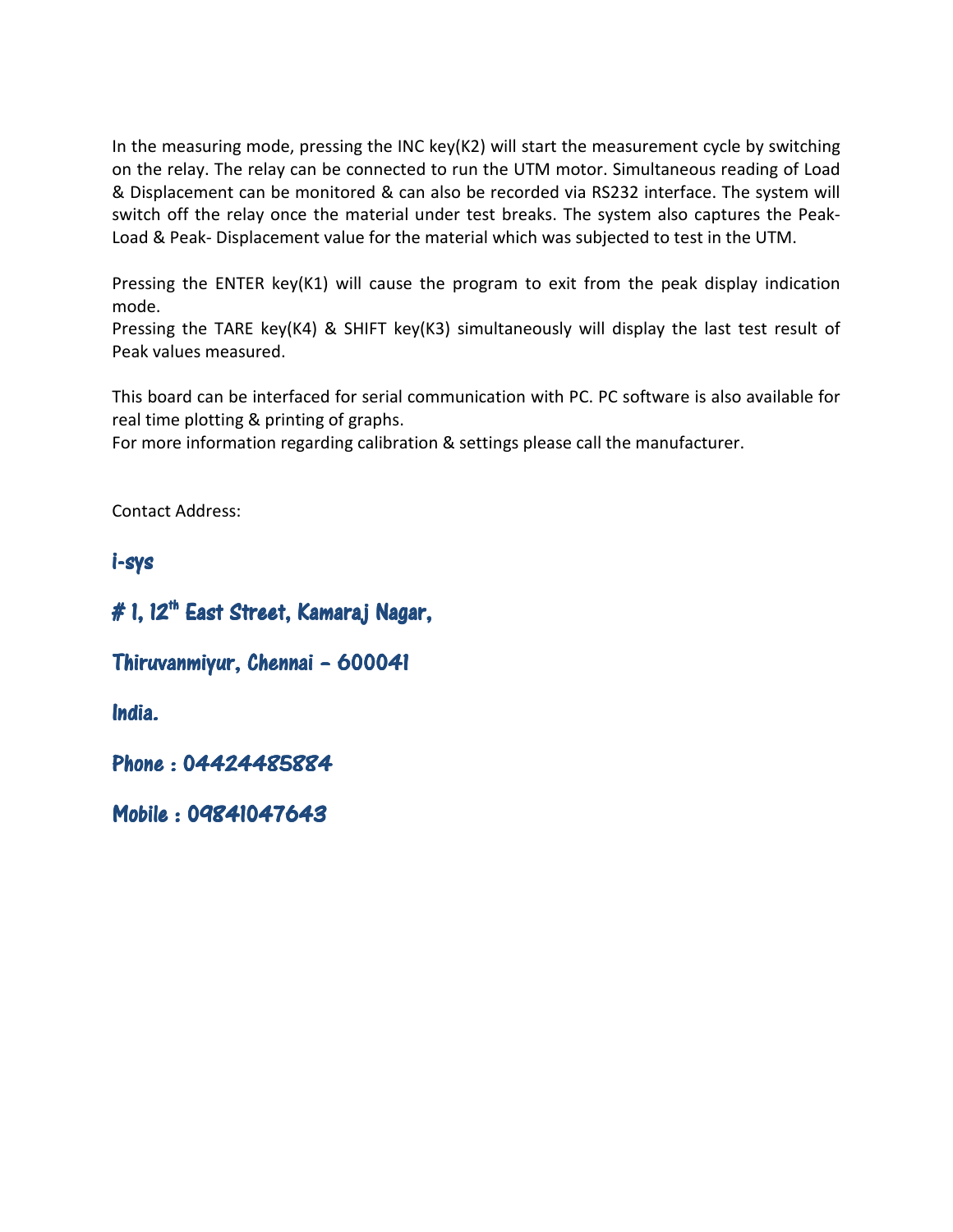In the measuring mode, pressing the INC key(K2) will start the measurement cycle by switching on the relay. The relay can be connected to run the UTM motor. Simultaneous reading of Load & Displacement can be monitored & can also be recorded via RS232 interface. The system will switch off the relay once the material under test breaks. The system also captures the Peak-Load & Peak- Displacement value for the material which was subjected to test in the UTM.

Pressing the ENTER key(K1) will cause the program to exit from the peak display indication mode.
Pressing the TARE key(K4) & SHIFT key(K3) simultaneously will display the last test result of Peak values measured.

This board can be interfaced for serial communication with PC. PC software is also available for real time plotting & printing of graphs.
For more information regarding calibration & settings please call the manufacturer.

Contact Address:

**i-sys**

**# 1, 12th East Street, Kamaraj Nagar,**

**Thiruvanmiyur, Chennai – 600041**

**India.**

**Phone : 04424485884**

**Mobile : 09841047643**